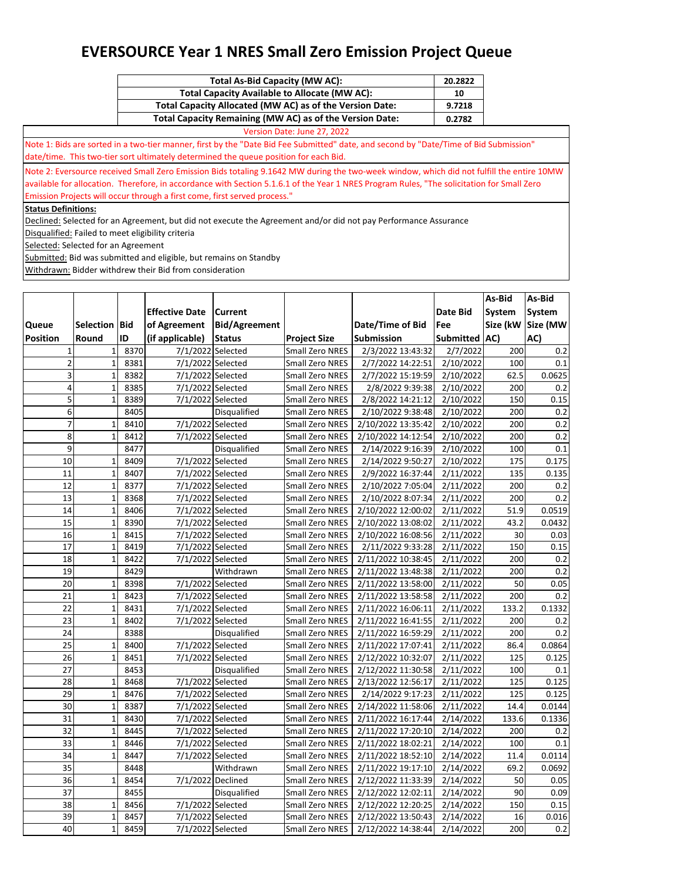# EVERSOURCE Year 1 NRES Small Zero Emission Project Queue

| Total As-Bid Capacity (MW AC): | 20.2822 |
|---|---|
| Total Capacity Available to Allocate (MW AC): | 10 |
| Total Capacity Allocated (MW AC) as of the Version Date: | 9.7218 |
| Total Capacity Remaining (MW AC) as of the Version Date: | 0.2782 |

Version Date: June 27, 2022

Note 1: Bids are sorted in a two-tier manner, first by the "Date Bid Fee Submitted" date, and second by "Date/Time of Bid Submission" date/time. This two-tier sort ultimately determined the queue position for each Bid.

Note 2: Eversource received Small Zero Emission Bids totaling 9.1642 MW during the two-week window, which did not fulfill the entire 10MW available for allocation. Therefore, in accordance with Section 5.1.6.1 of the Year 1 NRES Program Rules, "The solicitation for Small Zero Emission Projects will occur through a first come, first served process."

**Status Definitions:**

Declined: Selected for an Agreement, but did not execute the Agreement and/or did not pay Performance Assurance

Disqualified: Failed to meet eligibility criteria

Selected: Selected for an Agreement

Submitted: Bid was submitted and eligible, but remains on Standby

Withdrawn: Bidder withdrew their Bid from consideration

| Queue Position | Selection Round | Bid ID | Effective Date of Agreement (if applicable) | Current Bid/Agreement Status | Project Size | Date/Time of Bid Submission | Date Bid Fee Submitted | As-Bid System Size (kW AC) | As-Bid System Size (MW AC) |
|---|---|---|---|---|---|---|---|---|---|
| 1 | 1 | 8370 | 7/1/2022 | Selected | Small Zero NRES | 2/3/2022 13:43:32 | 2/7/2022 | 200 | 0.2 |
| 2 | 1 | 8381 | 7/1/2022 | Selected | Small Zero NRES | 2/7/2022 14:22:51 | 2/10/2022 | 100 | 0.1 |
| 3 | 1 | 8382 | 7/1/2022 | Selected | Small Zero NRES | 2/7/2022 15:19:59 | 2/10/2022 | 62.5 | 0.0625 |
| 4 | 1 | 8385 | 7/1/2022 | Selected | Small Zero NRES | 2/8/2022 9:39:38 | 2/10/2022 | 200 | 0.2 |
| 5 | 1 | 8389 | 7/1/2022 | Selected | Small Zero NRES | 2/8/2022 14:21:12 | 2/10/2022 | 150 | 0.15 |
| 6 | | 8405 | | Disqualified | Small Zero NRES | 2/10/2022 9:38:48 | 2/10/2022 | 200 | 0.2 |
| 7 | 1 | 8410 | 7/1/2022 | Selected | Small Zero NRES | 2/10/2022 13:35:42 | 2/10/2022 | 200 | 0.2 |
| 8 | 1 | 8412 | 7/1/2022 | Selected | Small Zero NRES | 2/10/2022 14:12:54 | 2/10/2022 | 200 | 0.2 |
| 9 | | 8477 | | Disqualified | Small Zero NRES | 2/14/2022 9:16:39 | 2/10/2022 | 100 | 0.1 |
| 10 | 1 | 8409 | 7/1/2022 | Selected | Small Zero NRES | 2/14/2022 9:50:27 | 2/10/2022 | 175 | 0.175 |
| 11 | 1 | 8407 | 7/1/2022 | Selected | Small Zero NRES | 2/9/2022 16:37:44 | 2/11/2022 | 135 | 0.135 |
| 12 | 1 | 8377 | 7/1/2022 | Selected | Small Zero NRES | 2/10/2022 7:05:04 | 2/11/2022 | 200 | 0.2 |
| 13 | 1 | 8368 | 7/1/2022 | Selected | Small Zero NRES | 2/10/2022 8:07:34 | 2/11/2022 | 200 | 0.2 |
| 14 | 1 | 8406 | 7/1/2022 | Selected | Small Zero NRES | 2/10/2022 12:00:02 | 2/11/2022 | 51.9 | 0.0519 |
| 15 | 1 | 8390 | 7/1/2022 | Selected | Small Zero NRES | 2/10/2022 13:08:02 | 2/11/2022 | 43.2 | 0.0432 |
| 16 | 1 | 8415 | 7/1/2022 | Selected | Small Zero NRES | 2/10/2022 16:08:56 | 2/11/2022 | 30 | 0.03 |
| 17 | 1 | 8419 | 7/1/2022 | Selected | Small Zero NRES | 2/11/2022 9:33:28 | 2/11/2022 | 150 | 0.15 |
| 18 | 1 | 8422 | 7/1/2022 | Selected | Small Zero NRES | 2/11/2022 10:38:45 | 2/11/2022 | 200 | 0.2 |
| 19 | | 8429 | | Withdrawn | Small Zero NRES | 2/11/2022 13:48:38 | 2/11/2022 | 200 | 0.2 |
| 20 | 1 | 8398 | 7/1/2022 | Selected | Small Zero NRES | 2/11/2022 13:58:00 | 2/11/2022 | 50 | 0.05 |
| 21 | 1 | 8423 | 7/1/2022 | Selected | Small Zero NRES | 2/11/2022 13:58:58 | 2/11/2022 | 200 | 0.2 |
| 22 | 1 | 8431 | 7/1/2022 | Selected | Small Zero NRES | 2/11/2022 16:06:11 | 2/11/2022 | 133.2 | 0.1332 |
| 23 | 1 | 8402 | 7/1/2022 | Selected | Small Zero NRES | 2/11/2022 16:41:55 | 2/11/2022 | 200 | 0.2 |
| 24 | | 8388 | | Disqualified | Small Zero NRES | 2/11/2022 16:59:29 | 2/11/2022 | 200 | 0.2 |
| 25 | 1 | 8400 | 7/1/2022 | Selected | Small Zero NRES | 2/11/2022 17:07:41 | 2/11/2022 | 86.4 | 0.0864 |
| 26 | 1 | 8451 | 7/1/2022 | Selected | Small Zero NRES | 2/12/2022 10:32:07 | 2/11/2022 | 125 | 0.125 |
| 27 | | 8453 | | Disqualified | Small Zero NRES | 2/12/2022 11:30:58 | 2/11/2022 | 100 | 0.1 |
| 28 | 1 | 8468 | 7/1/2022 | Selected | Small Zero NRES | 2/13/2022 12:56:17 | 2/11/2022 | 125 | 0.125 |
| 29 | 1 | 8476 | 7/1/2022 | Selected | Small Zero NRES | 2/14/2022 9:17:23 | 2/11/2022 | 125 | 0.125 |
| 30 | 1 | 8387 | 7/1/2022 | Selected | Small Zero NRES | 2/14/2022 11:58:06 | 2/11/2022 | 14.4 | 0.0144 |
| 31 | 1 | 8430 | 7/1/2022 | Selected | Small Zero NRES | 2/11/2022 16:17:44 | 2/14/2022 | 133.6 | 0.1336 |
| 32 | 1 | 8445 | 7/1/2022 | Selected | Small Zero NRES | 2/11/2022 17:20:10 | 2/14/2022 | 200 | 0.2 |
| 33 | 1 | 8446 | 7/1/2022 | Selected | Small Zero NRES | 2/11/2022 18:02:21 | 2/14/2022 | 100 | 0.1 |
| 34 | 1 | 8447 | 7/1/2022 | Selected | Small Zero NRES | 2/11/2022 18:52:10 | 2/14/2022 | 11.4 | 0.0114 |
| 35 | | 8448 | | Withdrawn | Small Zero NRES | 2/11/2022 19:17:10 | 2/14/2022 | 69.2 | 0.0692 |
| 36 | 1 | 8454 | 7/1/2022 | Declined | Small Zero NRES | 2/12/2022 11:33:39 | 2/14/2022 | 50 | 0.05 |
| 37 | | 8455 | | Disqualified | Small Zero NRES | 2/12/2022 12:02:11 | 2/14/2022 | 90 | 0.09 |
| 38 | 1 | 8456 | 7/1/2022 | Selected | Small Zero NRES | 2/12/2022 12:20:25 | 2/14/2022 | 150 | 0.15 |
| 39 | 1 | 8457 | 7/1/2022 | Selected | Small Zero NRES | 2/12/2022 13:50:43 | 2/14/2022 | 16 | 0.016 |
| 40 | 1 | 8459 | 7/1/2022 | Selected | Small Zero NRES | 2/12/2022 14:38:44 | 2/14/2022 | 200 | 0.2 |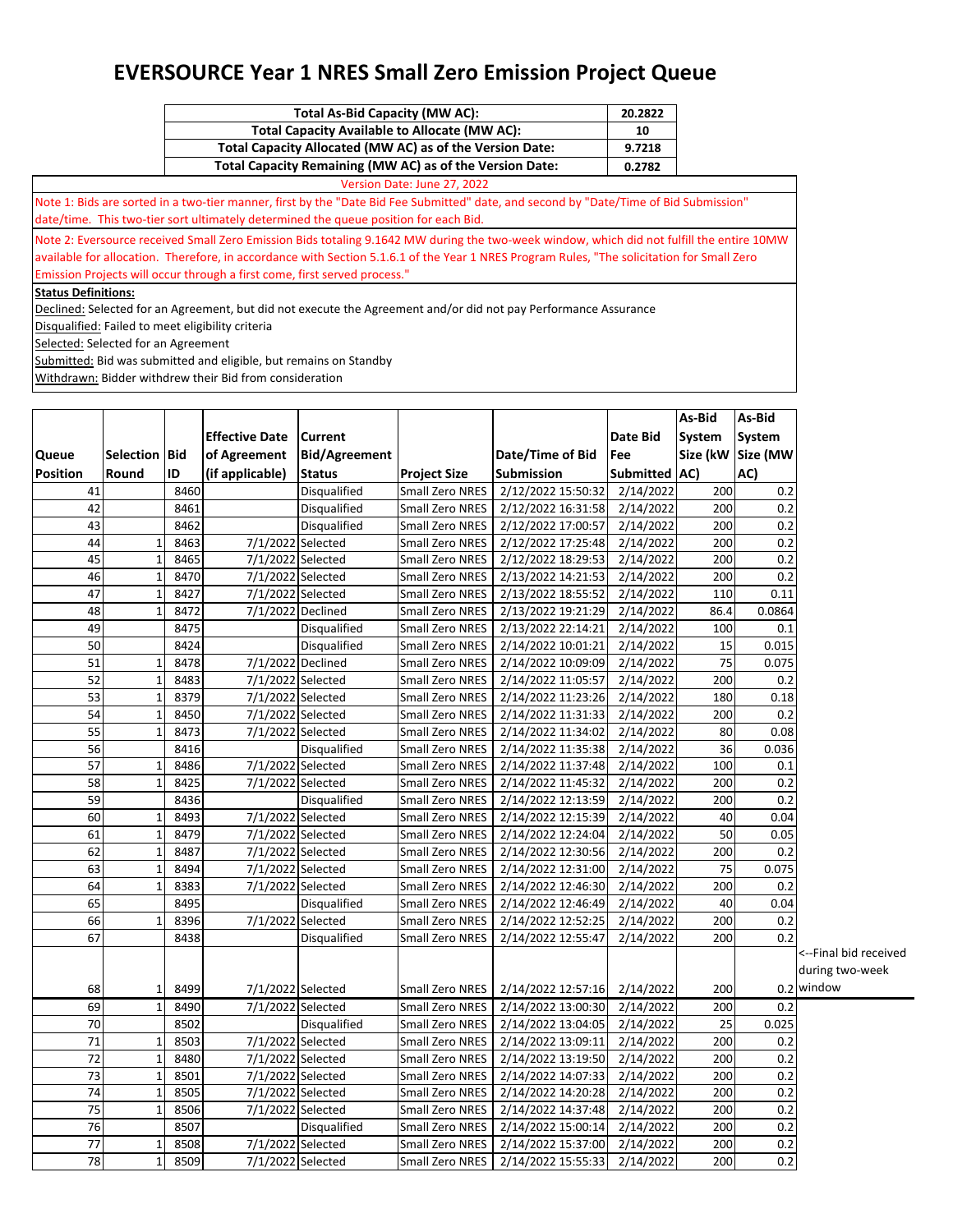# EVERSOURCE Year 1 NRES Small Zero Emission Project Queue

| | |
|---|---|
| **Total As-Bid Capacity (MW AC):** | **20.2822** |
| **Total Capacity Available to Allocate (MW AC):** | **10** |
| **Total Capacity Allocated (MW AC) as of the Version Date:** | **9.7218** |
| **Total Capacity Remaining (MW AC) as of the Version Date:** | **0.2782** |

Version Date: June 27, 2022

Note 1: Bids are sorted in a two-tier manner, first by the "Date Bid Fee Submitted" date, and second by "Date/Time of Bid Submission" date/time. This two-tier sort ultimately determined the queue position for each Bid.

Note 2: Eversource received Small Zero Emission Bids totaling 9.1642 MW during the two-week window, which did not fulfill the entire 10MW available for allocation. Therefore, in accordance with Section 5.1.6.1 of the Year 1 NRES Program Rules, "The solicitation for Small Zero Emission Projects will occur through a first come, first served process."

**Status Definitions:**

Declined: Selected for an Agreement, but did not execute the Agreement and/or did not pay Performance Assurance

Disqualified: Failed to meet eligibility criteria

Selected: Selected for an Agreement

Submitted: Bid was submitted and eligible, but remains on Standby

Withdrawn: Bidder withdrew their Bid from consideration

| Queue Position | Selection Round | Bid ID | Effective Date of Agreement (if applicable) | Current Bid/Agreement Status | Project Size | Date/Time of Bid Submission | Date Bid Fee Submitted | As-Bid System Size (kW AC) | As-Bid System Size (MW AC) | |
|---|---|---|---|---|---|---|---|---|---|---|
| 41 | | 8460 | | Disqualified | Small Zero NRES | 2/12/2022 15:50:32 | 2/14/2022 | 200 | 0.2 | |
| 42 | | 8461 | | Disqualified | Small Zero NRES | 2/12/2022 16:31:58 | 2/14/2022 | 200 | 0.2 | |
| 43 | | 8462 | | Disqualified | Small Zero NRES | 2/12/2022 17:00:57 | 2/14/2022 | 200 | 0.2 | |
| 44 | 1 | 8463 | 7/1/2022 | Selected | Small Zero NRES | 2/12/2022 17:25:48 | 2/14/2022 | 200 | 0.2 | |
| 45 | 1 | 8465 | 7/1/2022 | Selected | Small Zero NRES | 2/12/2022 18:29:53 | 2/14/2022 | 200 | 0.2 | |
| 46 | 1 | 8470 | 7/1/2022 | Selected | Small Zero NRES | 2/13/2022 14:21:53 | 2/14/2022 | 200 | 0.2 | |
| 47 | 1 | 8427 | 7/1/2022 | Selected | Small Zero NRES | 2/13/2022 18:55:52 | 2/14/2022 | 110 | 0.11 | |
| 48 | 1 | 8472 | 7/1/2022 | Declined | Small Zero NRES | 2/13/2022 19:21:29 | 2/14/2022 | 86.4 | 0.0864 | |
| 49 | | 8475 | | Disqualified | Small Zero NRES | 2/13/2022 22:14:21 | 2/14/2022 | 100 | 0.1 | |
| 50 | | 8424 | | Disqualified | Small Zero NRES | 2/14/2022 10:01:21 | 2/14/2022 | 15 | 0.015 | |
| 51 | 1 | 8478 | 7/1/2022 | Declined | Small Zero NRES | 2/14/2022 10:09:09 | 2/14/2022 | 75 | 0.075 | |
| 52 | 1 | 8483 | 7/1/2022 | Selected | Small Zero NRES | 2/14/2022 11:05:57 | 2/14/2022 | 200 | 0.2 | |
| 53 | 1 | 8379 | 7/1/2022 | Selected | Small Zero NRES | 2/14/2022 11:23:26 | 2/14/2022 | 180 | 0.18 | |
| 54 | 1 | 8450 | 7/1/2022 | Selected | Small Zero NRES | 2/14/2022 11:31:33 | 2/14/2022 | 200 | 0.2 | |
| 55 | 1 | 8473 | 7/1/2022 | Selected | Small Zero NRES | 2/14/2022 11:34:02 | 2/14/2022 | 80 | 0.08 | |
| 56 | | 8416 | | Disqualified | Small Zero NRES | 2/14/2022 11:35:38 | 2/14/2022 | 36 | 0.036 | |
| 57 | 1 | 8486 | 7/1/2022 | Selected | Small Zero NRES | 2/14/2022 11:37:48 | 2/14/2022 | 100 | 0.1 | |
| 58 | 1 | 8425 | 7/1/2022 | Selected | Small Zero NRES | 2/14/2022 11:45:32 | 2/14/2022 | 200 | 0.2 | |
| 59 | | 8436 | | Disqualified | Small Zero NRES | 2/14/2022 12:13:59 | 2/14/2022 | 200 | 0.2 | |
| 60 | 1 | 8493 | 7/1/2022 | Selected | Small Zero NRES | 2/14/2022 12:15:39 | 2/14/2022 | 40 | 0.04 | |
| 61 | 1 | 8479 | 7/1/2022 | Selected | Small Zero NRES | 2/14/2022 12:24:04 | 2/14/2022 | 50 | 0.05 | |
| 62 | 1 | 8487 | 7/1/2022 | Selected | Small Zero NRES | 2/14/2022 12:30:56 | 2/14/2022 | 200 | 0.2 | |
| 63 | 1 | 8494 | 7/1/2022 | Selected | Small Zero NRES | 2/14/2022 12:31:00 | 2/14/2022 | 75 | 0.075 | |
| 64 | 1 | 8383 | 7/1/2022 | Selected | Small Zero NRES | 2/14/2022 12:46:30 | 2/14/2022 | 200 | 0.2 | |
| 65 | | 8495 | | Disqualified | Small Zero NRES | 2/14/2022 12:46:49 | 2/14/2022 | 40 | 0.04 | |
| 66 | 1 | 8396 | 7/1/2022 | Selected | Small Zero NRES | 2/14/2022 12:52:25 | 2/14/2022 | 200 | 0.2 | |
| 67 | | 8438 | | Disqualified | Small Zero NRES | 2/14/2022 12:55:47 | 2/14/2022 | 200 | 0.2 | |
| 68 | 1 | 8499 | 7/1/2022 | Selected | Small Zero NRES | 2/14/2022 12:57:16 | 2/14/2022 | 200 | 0.2 | <--Final bid received during two-week window |
| 69 | 1 | 8490 | 7/1/2022 | Selected | Small Zero NRES | 2/14/2022 13:00:30 | 2/14/2022 | 200 | 0.2 | |
| 70 | | 8502 | | Disqualified | Small Zero NRES | 2/14/2022 13:04:05 | 2/14/2022 | 25 | 0.025 | |
| 71 | 1 | 8503 | 7/1/2022 | Selected | Small Zero NRES | 2/14/2022 13:09:11 | 2/14/2022 | 200 | 0.2 | |
| 72 | 1 | 8480 | 7/1/2022 | Selected | Small Zero NRES | 2/14/2022 13:19:50 | 2/14/2022 | 200 | 0.2 | |
| 73 | 1 | 8501 | 7/1/2022 | Selected | Small Zero NRES | 2/14/2022 14:07:33 | 2/14/2022 | 200 | 0.2 | |
| 74 | 1 | 8505 | 7/1/2022 | Selected | Small Zero NRES | 2/14/2022 14:20:28 | 2/14/2022 | 200 | 0.2 | |
| 75 | 1 | 8506 | 7/1/2022 | Selected | Small Zero NRES | 2/14/2022 14:37:48 | 2/14/2022 | 200 | 0.2 | |
| 76 | | 8507 | | Disqualified | Small Zero NRES | 2/14/2022 15:00:14 | 2/14/2022 | 200 | 0.2 | |
| 77 | 1 | 8508 | 7/1/2022 | Selected | Small Zero NRES | 2/14/2022 15:37:00 | 2/14/2022 | 200 | 0.2 | |
| 78 | 1 | 8509 | 7/1/2022 | Selected | Small Zero NRES | 2/14/2022 15:55:33 | 2/14/2022 | 200 | 0.2 | |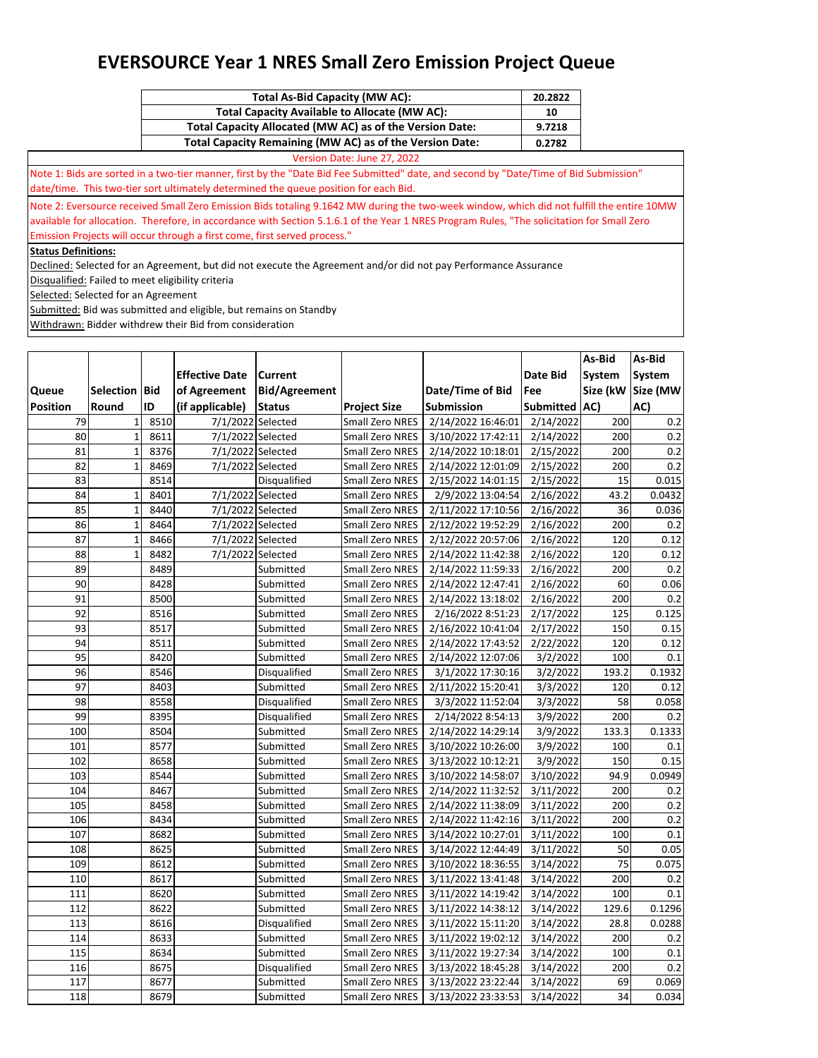# EVERSOURCE Year 1 NRES Small Zero Emission Project Queue

| | |
|---|---|
| **Total As-Bid Capacity (MW AC):** | **20.2822** |
| **Total Capacity Available to Allocate (MW AC):** | **10** |
| **Total Capacity Allocated (MW AC) as of the Version Date:** | **9.7218** |
| **Total Capacity Remaining (MW AC) as of the Version Date:** | **0.2782** |

Version Date: June 27, 2022

Note 1: Bids are sorted in a two-tier manner, first by the "Date Bid Fee Submitted" date, and second by "Date/Time of Bid Submission" date/time. This two-tier sort ultimately determined the queue position for each Bid.

Note 2: Eversource received Small Zero Emission Bids totaling 9.1642 MW during the two-week window, which did not fulfill the entire 10MW available for allocation. Therefore, in accordance with Section 5.1.6.1 of the Year 1 NRES Program Rules, "The solicitation for Small Zero Emission Projects will occur through a first come, first served process."

**Status Definitions:**

Declined: Selected for an Agreement, but did not execute the Agreement and/or did not pay Performance Assurance

Disqualified: Failed to meet eligibility criteria

Selected: Selected for an Agreement

Submitted: Bid was submitted and eligible, but remains on Standby

Withdrawn: Bidder withdrew their Bid from consideration

| Queue Position | Selection Round | Bid ID | Effective Date of Agreement (if applicable) | Current Bid/Agreement Status | Project Size | Date/Time of Bid Submission | Date Bid Fee Submitted | As-Bid System Size (kW AC) | As-Bid System Size (MW AC) |
|---|---|---|---|---|---|---|---|---|---|
| 79 | 1 | 8510 | 7/1/2022 | Selected | Small Zero NRES | 2/14/2022 16:46:01 | 2/14/2022 | 200 | 0.2 |
| 80 | 1 | 8611 | 7/1/2022 | Selected | Small Zero NRES | 3/10/2022 17:42:11 | 2/14/2022 | 200 | 0.2 |
| 81 | 1 | 8376 | 7/1/2022 | Selected | Small Zero NRES | 2/14/2022 10:18:01 | 2/15/2022 | 200 | 0.2 |
| 82 | 1 | 8469 | 7/1/2022 | Selected | Small Zero NRES | 2/14/2022 12:01:09 | 2/15/2022 | 200 | 0.2 |
| 83 | | 8514 | | Disqualified | Small Zero NRES | 2/15/2022 14:01:15 | 2/15/2022 | 15 | 0.015 |
| 84 | 1 | 8401 | 7/1/2022 | Selected | Small Zero NRES | 2/9/2022 13:04:54 | 2/16/2022 | 43.2 | 0.0432 |
| 85 | 1 | 8440 | 7/1/2022 | Selected | Small Zero NRES | 2/11/2022 17:10:56 | 2/16/2022 | 36 | 0.036 |
| 86 | 1 | 8464 | 7/1/2022 | Selected | Small Zero NRES | 2/12/2022 19:52:29 | 2/16/2022 | 200 | 0.2 |
| 87 | 1 | 8466 | 7/1/2022 | Selected | Small Zero NRES | 2/12/2022 20:57:06 | 2/16/2022 | 120 | 0.12 |
| 88 | 1 | 8482 | 7/1/2022 | Selected | Small Zero NRES | 2/14/2022 11:42:38 | 2/16/2022 | 120 | 0.12 |
| 89 | | 8489 | | Submitted | Small Zero NRES | 2/14/2022 11:59:33 | 2/16/2022 | 200 | 0.2 |
| 90 | | 8428 | | Submitted | Small Zero NRES | 2/14/2022 12:47:41 | 2/16/2022 | 60 | 0.06 |
| 91 | | 8500 | | Submitted | Small Zero NRES | 2/14/2022 13:18:02 | 2/16/2022 | 200 | 0.2 |
| 92 | | 8516 | | Submitted | Small Zero NRES | 2/16/2022 8:51:23 | 2/17/2022 | 125 | 0.125 |
| 93 | | 8517 | | Submitted | Small Zero NRES | 2/16/2022 10:41:04 | 2/17/2022 | 150 | 0.15 |
| 94 | | 8511 | | Submitted | Small Zero NRES | 2/14/2022 17:43:52 | 2/22/2022 | 120 | 0.12 |
| 95 | | 8420 | | Submitted | Small Zero NRES | 2/14/2022 12:07:06 | 3/2/2022 | 100 | 0.1 |
| 96 | | 8546 | | Disqualified | Small Zero NRES | 3/1/2022 17:30:16 | 3/2/2022 | 193.2 | 0.1932 |
| 97 | | 8403 | | Submitted | Small Zero NRES | 2/11/2022 15:20:41 | 3/3/2022 | 120 | 0.12 |
| 98 | | 8558 | | Disqualified | Small Zero NRES | 3/3/2022 11:52:04 | 3/3/2022 | 58 | 0.058 |
| 99 | | 8395 | | Disqualified | Small Zero NRES | 2/14/2022 8:54:13 | 3/9/2022 | 200 | 0.2 |
| 100 | | 8504 | | Submitted | Small Zero NRES | 2/14/2022 14:29:14 | 3/9/2022 | 133.3 | 0.1333 |
| 101 | | 8577 | | Submitted | Small Zero NRES | 3/10/2022 10:26:00 | 3/9/2022 | 100 | 0.1 |
| 102 | | 8658 | | Submitted | Small Zero NRES | 3/13/2022 10:12:21 | 3/9/2022 | 150 | 0.15 |
| 103 | | 8544 | | Submitted | Small Zero NRES | 3/10/2022 14:58:07 | 3/10/2022 | 94.9 | 0.0949 |
| 104 | | 8467 | | Submitted | Small Zero NRES | 2/14/2022 11:32:52 | 3/11/2022 | 200 | 0.2 |
| 105 | | 8458 | | Submitted | Small Zero NRES | 2/14/2022 11:38:09 | 3/11/2022 | 200 | 0.2 |
| 106 | | 8434 | | Submitted | Small Zero NRES | 2/14/2022 11:42:16 | 3/11/2022 | 200 | 0.2 |
| 107 | | 8682 | | Submitted | Small Zero NRES | 3/14/2022 10:27:01 | 3/11/2022 | 100 | 0.1 |
| 108 | | 8625 | | Submitted | Small Zero NRES | 3/14/2022 12:44:49 | 3/11/2022 | 50 | 0.05 |
| 109 | | 8612 | | Submitted | Small Zero NRES | 3/10/2022 18:36:55 | 3/14/2022 | 75 | 0.075 |
| 110 | | 8617 | | Submitted | Small Zero NRES | 3/11/2022 13:41:48 | 3/14/2022 | 200 | 0.2 |
| 111 | | 8620 | | Submitted | Small Zero NRES | 3/11/2022 14:19:42 | 3/14/2022 | 100 | 0.1 |
| 112 | | 8622 | | Submitted | Small Zero NRES | 3/11/2022 14:38:12 | 3/14/2022 | 129.6 | 0.1296 |
| 113 | | 8616 | | Disqualified | Small Zero NRES | 3/11/2022 15:11:20 | 3/14/2022 | 28.8 | 0.0288 |
| 114 | | 8633 | | Submitted | Small Zero NRES | 3/11/2022 19:02:12 | 3/14/2022 | 200 | 0.2 |
| 115 | | 8634 | | Submitted | Small Zero NRES | 3/11/2022 19:27:34 | 3/14/2022 | 100 | 0.1 |
| 116 | | 8675 | | Disqualified | Small Zero NRES | 3/13/2022 18:45:28 | 3/14/2022 | 200 | 0.2 |
| 117 | | 8677 | | Submitted | Small Zero NRES | 3/13/2022 23:22:44 | 3/14/2022 | 69 | 0.069 |
| 118 | | 8679 | | Submitted | Small Zero NRES | 3/13/2022 23:33:53 | 3/14/2022 | 34 | 0.034 |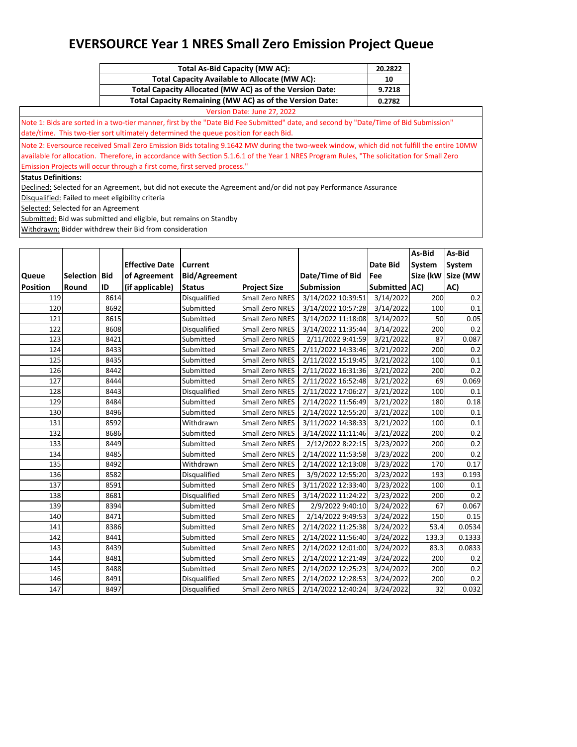# EVERSOURCE Year 1 NRES Small Zero Emission Project Queue

| | |
|---|---|
| **Total As-Bid Capacity (MW AC):** | **20.2822** |
| **Total Capacity Available to Allocate (MW AC):** | **10** |
| **Total Capacity Allocated (MW AC) as of the Version Date:** | **9.7218** |
| **Total Capacity Remaining (MW AC) as of the Version Date:** | **0.2782** |

Version Date: June 27, 2022

Note 1: Bids are sorted in a two-tier manner, first by the "Date Bid Fee Submitted" date, and second by "Date/Time of Bid Submission" date/time. This two-tier sort ultimately determined the queue position for each Bid.

Note 2: Eversource received Small Zero Emission Bids totaling 9.1642 MW during the two-week window, which did not fulfill the entire 10MW available for allocation. Therefore, in accordance with Section 5.1.6.1 of the Year 1 NRES Program Rules, "The solicitation for Small Zero Emission Projects will occur through a first come, first served process."

**Status Definitions:**

Declined: Selected for an Agreement, but did not execute the Agreement and/or did not pay Performance Assurance

Disqualified: Failed to meet eligibility criteria

Selected: Selected for an Agreement

Submitted: Bid was submitted and eligible, but remains on Standby

Withdrawn: Bidder withdrew their Bid from consideration

| Queue Position | Selection Round | Bid ID | Effective Date of Agreement (if applicable) | Current Bid/Agreement Status | Project Size | Date/Time of Bid Submission | Date Bid Fee Submitted | As-Bid System Size (kW AC) | As-Bid System Size (MW AC) |
|---|---|---|---|---|---|---|---|---|---|
| 119 | | 8614 | | Disqualified | Small Zero NRES | 3/14/2022 10:39:51 | 3/14/2022 | 200 | 0.2 |
| 120 | | 8692 | | Submitted | Small Zero NRES | 3/14/2022 10:57:28 | 3/14/2022 | 100 | 0.1 |
| 121 | | 8615 | | Submitted | Small Zero NRES | 3/14/2022 11:18:08 | 3/14/2022 | 50 | 0.05 |
| 122 | | 8608 | | Disqualified | Small Zero NRES | 3/14/2022 11:35:44 | 3/14/2022 | 200 | 0.2 |
| 123 | | 8421 | | Submitted | Small Zero NRES | 2/11/2022 9:41:59 | 3/21/2022 | 87 | 0.087 |
| 124 | | 8433 | | Submitted | Small Zero NRES | 2/11/2022 14:33:46 | 3/21/2022 | 200 | 0.2 |
| 125 | | 8435 | | Submitted | Small Zero NRES | 2/11/2022 15:19:45 | 3/21/2022 | 100 | 0.1 |
| 126 | | 8442 | | Submitted | Small Zero NRES | 2/11/2022 16:31:36 | 3/21/2022 | 200 | 0.2 |
| 127 | | 8444 | | Submitted | Small Zero NRES | 2/11/2022 16:52:48 | 3/21/2022 | 69 | 0.069 |
| 128 | | 8443 | | Disqualified | Small Zero NRES | 2/11/2022 17:06:27 | 3/21/2022 | 100 | 0.1 |
| 129 | | 8484 | | Submitted | Small Zero NRES | 2/14/2022 11:56:49 | 3/21/2022 | 180 | 0.18 |
| 130 | | 8496 | | Submitted | Small Zero NRES | 2/14/2022 12:55:20 | 3/21/2022 | 100 | 0.1 |
| 131 | | 8592 | | Withdrawn | Small Zero NRES | 3/11/2022 14:38:33 | 3/21/2022 | 100 | 0.1 |
| 132 | | 8686 | | Submitted | Small Zero NRES | 3/14/2022 11:11:46 | 3/21/2022 | 200 | 0.2 |
| 133 | | 8449 | | Submitted | Small Zero NRES | 2/12/2022 8:22:15 | 3/23/2022 | 200 | 0.2 |
| 134 | | 8485 | | Submitted | Small Zero NRES | 2/14/2022 11:53:58 | 3/23/2022 | 200 | 0.2 |
| 135 | | 8492 | | Withdrawn | Small Zero NRES | 2/14/2022 12:13:08 | 3/23/2022 | 170 | 0.17 |
| 136 | | 8582 | | Disqualified | Small Zero NRES | 3/9/2022 12:55:20 | 3/23/2022 | 193 | 0.193 |
| 137 | | 8591 | | Submitted | Small Zero NRES | 3/11/2022 12:33:40 | 3/23/2022 | 100 | 0.1 |
| 138 | | 8681 | | Disqualified | Small Zero NRES | 3/14/2022 11:24:22 | 3/23/2022 | 200 | 0.2 |
| 139 | | 8394 | | Submitted | Small Zero NRES | 2/9/2022 9:40:10 | 3/24/2022 | 67 | 0.067 |
| 140 | | 8471 | | Submitted | Small Zero NRES | 2/14/2022 9:49:53 | 3/24/2022 | 150 | 0.15 |
| 141 | | 8386 | | Submitted | Small Zero NRES | 2/14/2022 11:25:38 | 3/24/2022 | 53.4 | 0.0534 |
| 142 | | 8441 | | Submitted | Small Zero NRES | 2/14/2022 11:56:40 | 3/24/2022 | 133.3 | 0.1333 |
| 143 | | 8439 | | Submitted | Small Zero NRES | 2/14/2022 12:01:00 | 3/24/2022 | 83.3 | 0.0833 |
| 144 | | 8481 | | Submitted | Small Zero NRES | 2/14/2022 12:21:49 | 3/24/2022 | 200 | 0.2 |
| 145 | | 8488 | | Submitted | Small Zero NRES | 2/14/2022 12:25:23 | 3/24/2022 | 200 | 0.2 |
| 146 | | 8491 | | Disqualified | Small Zero NRES | 2/14/2022 12:28:53 | 3/24/2022 | 200 | 0.2 |
| 147 | | 8497 | | Disqualified | Small Zero NRES | 2/14/2022 12:40:24 | 3/24/2022 | 32 | 0.032 |